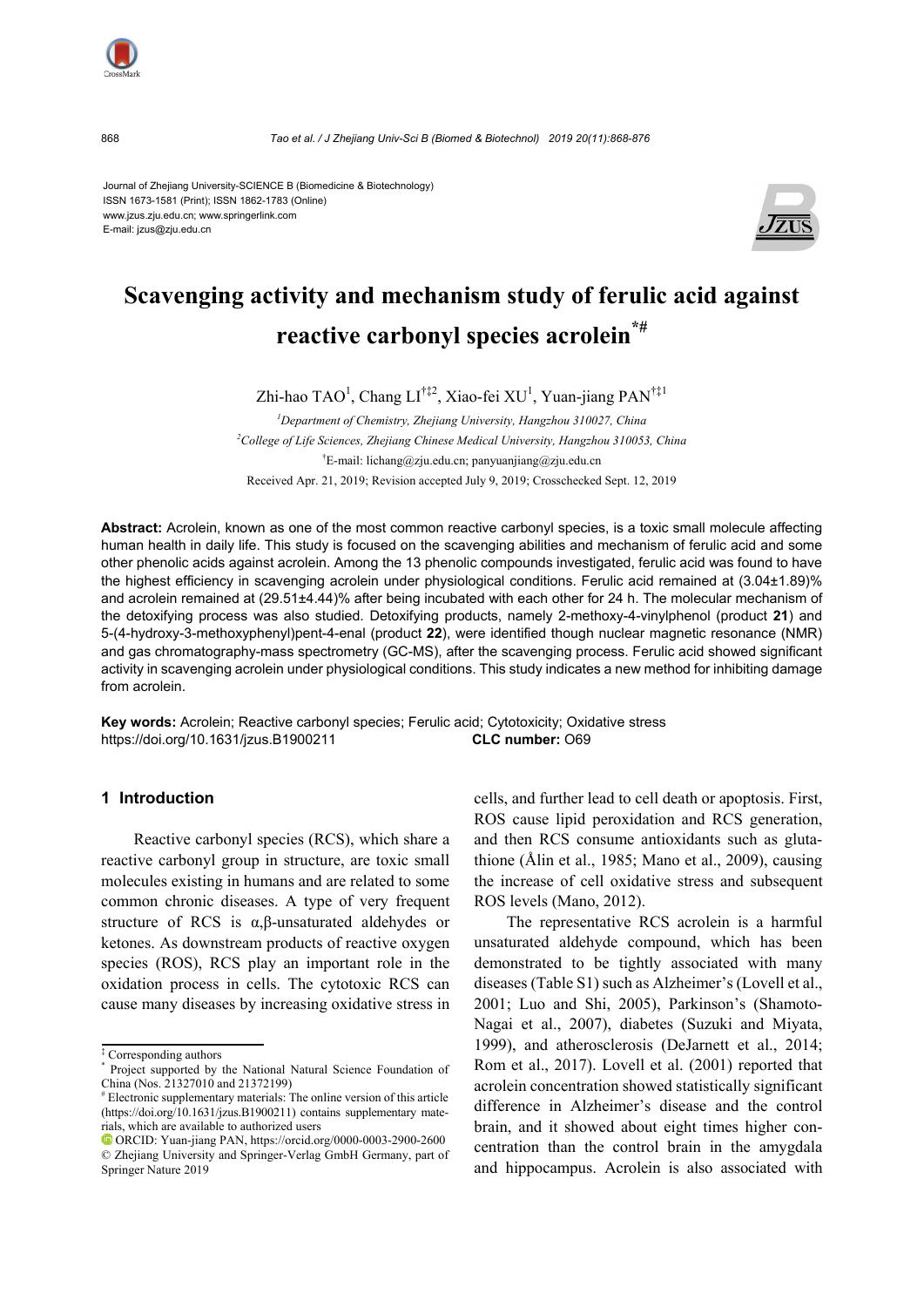Journal of Zhejiang University-SCIENCE B (Biomedicine & Biotechnology)
ISSN 1673-1581 (Print); ISSN 1862-1783 (Online)
www.jzus.zju.edu.cn; www.springerlink.com
E-mail: jzus@zju.edu.cn

# Scavenging activity and mechanism study of ferulic acid against reactive carbonyl species acrolein[*#]

Zhi-hao TAO[1], Chang LI[†‡2], Xiao-fei XU[1], Yuan-jiang PAN[†‡1]

[1]*Department of Chemistry, Zhejiang University, Hangzhou 310027, China*

[2]*College of Life Sciences, Zhejiang Chinese Medical University, Hangzhou 310053, China*

[†]E-mail: lichang@zju.edu.cn; panyuanjiang@zju.edu.cn

Received Apr. 21, 2019; Revision accepted July 9, 2019; Crosschecked Sept. 12, 2019

**Abstract:** Acrolein, known as one of the most common reactive carbonyl species, is a toxic small molecule affecting human health in daily life. This study is focused on the scavenging abilities and mechanism of ferulic acid and some other phenolic acids against acrolein. Among the 13 phenolic compounds investigated, ferulic acid was found to have the highest efficiency in scavenging acrolein under physiological conditions. Ferulic acid remained at (3.04±1.89)% and acrolein remained at (29.51±4.44)% after being incubated with each other for 24 h. The molecular mechanism of the detoxifying process was also studied. Detoxifying products, namely 2-methoxy-4-vinylphenol (product **21**) and 5-(4-hydroxy-3-methoxyphenyl)pent-4-enal (product **22**), were identified though nuclear magnetic resonance (NMR) and gas chromatography-mass spectrometry (GC-MS), after the scavenging process. Ferulic acid showed significant activity in scavenging acrolein under physiological conditions. This study indicates a new method for inhibiting damage from acrolein.

**Key words:** Acrolein; Reactive carbonyl species; Ferulic acid; Cytotoxicity; Oxidative stress
https://doi.org/10.1631/jzus.B1900211 **CLC number:** O69

## 1 Introduction

Reactive carbonyl species (RCS), which share a reactive carbonyl group in structure, are toxic small molecules existing in humans and are related to some common chronic diseases. A type of very frequent structure of RCS is α,β-unsaturated aldehydes or ketones. As downstream products of reactive oxygen species (ROS), RCS play an important role in the oxidation process in cells. The cytotoxic RCS can cause many diseases by increasing oxidative stress in cells, and further lead to cell death or apoptosis. First, ROS cause lipid peroxidation and RCS generation, and then RCS consume antioxidants such as glutathione (Ålin et al., 1985; Mano et al., 2009), causing the increase of cell oxidative stress and subsequent ROS levels (Mano, 2012).

The representative RCS acrolein is a harmful unsaturated aldehyde compound, which has been demonstrated to be tightly associated with many diseases (Table S1) such as Alzheimer's (Lovell et al., 2001; Luo and Shi, 2005), Parkinson's (Shamoto-Nagai et al., 2007), diabetes (Suzuki and Miyata, 1999), and atherosclerosis (DeJarnett et al., 2014; Rom et al., 2017). Lovell et al. (2001) reported that acrolein concentration showed statistically significant difference in Alzheimer's disease and the control brain, and it showed about eight times higher concentration than the control brain in the amygdala and hippocampus. Acrolein is also associated with

---

[‡] Corresponding authors

[*] Project supported by the National Natural Science Foundation of China (Nos. 21327010 and 21372199)

[#] Electronic supplementary materials: The online version of this article (https://doi.org/10.1631/jzus.B1900211) contains supplementary materials, which are available to authorized users

ORCID: Yuan-jiang PAN, https://orcid.org/0000-0003-2900-2600

© Zhejiang University and Springer-Verlag GmbH Germany, part of Springer Nature 2019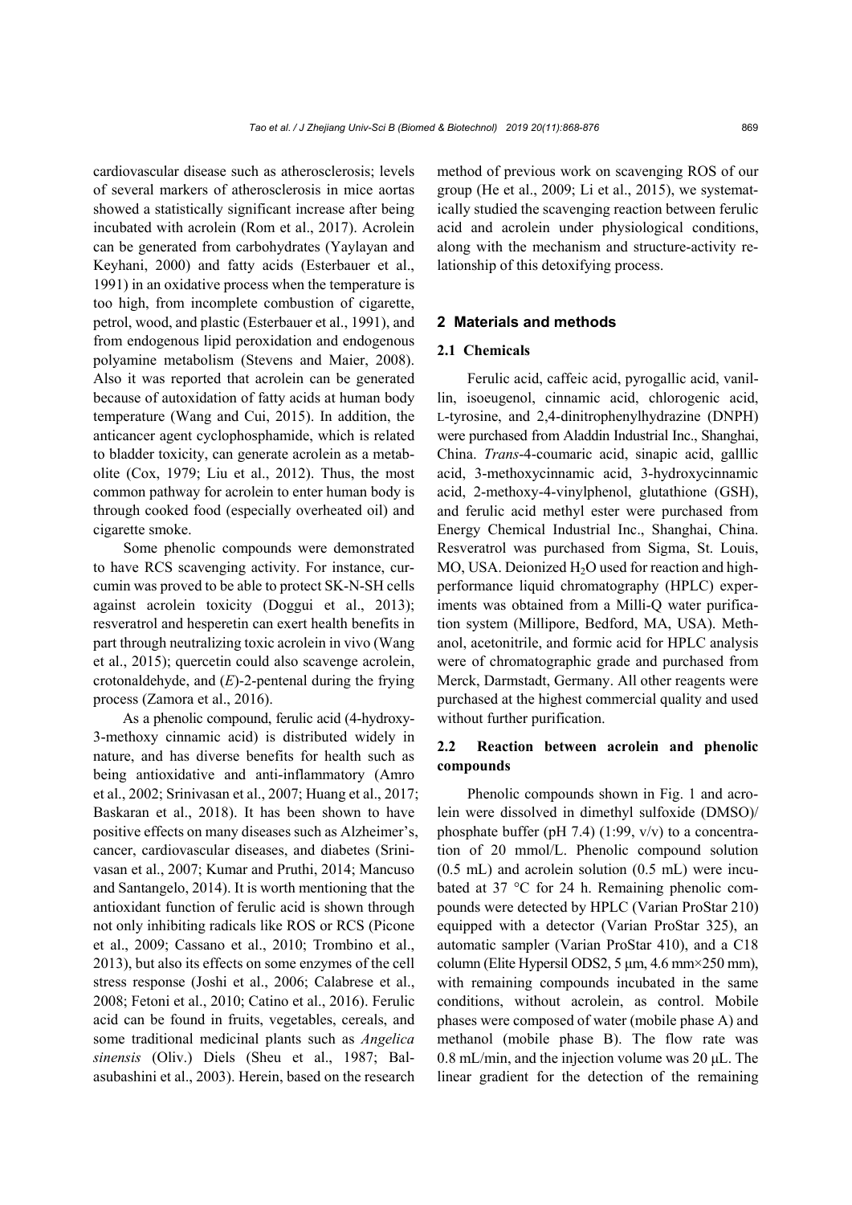cardiovascular disease such as atherosclerosis; levels of several markers of atherosclerosis in mice aortas showed a statistically significant increase after being incubated with acrolein (Rom et al., 2017). Acrolein can be generated from carbohydrates (Yaylayan and Keyhani, 2000) and fatty acids (Esterbauer et al., 1991) in an oxidative process when the temperature is too high, from incomplete combustion of cigarette, petrol, wood, and plastic (Esterbauer et al., 1991), and from endogenous lipid peroxidation and endogenous polyamine metabolism (Stevens and Maier, 2008). Also it was reported that acrolein can be generated because of autoxidation of fatty acids at human body temperature (Wang and Cui, 2015). In addition, the anticancer agent cyclophosphamide, which is related to bladder toxicity, can generate acrolein as a metabolite (Cox, 1979; Liu et al., 2012). Thus, the most common pathway for acrolein to enter human body is through cooked food (especially overheated oil) and cigarette smoke.

Some phenolic compounds were demonstrated to have RCS scavenging activity. For instance, curcumin was proved to be able to protect SK-N-SH cells against acrolein toxicity (Doggui et al., 2013); resveratrol and hesperetin can exert health benefits in part through neutralizing toxic acrolein in vivo (Wang et al., 2015); quercetin could also scavenge acrolein, crotonaldehyde, and (*E*)-2-pentenal during the frying process (Zamora et al., 2016).

As a phenolic compound, ferulic acid (4-hydroxy-3-methoxy cinnamic acid) is distributed widely in nature, and has diverse benefits for health such as being antioxidative and anti-inflammatory (Amro et al., 2002; Srinivasan et al., 2007; Huang et al., 2017; Baskaran et al., 2018). It has been shown to have positive effects on many diseases such as Alzheimer's, cancer, cardiovascular diseases, and diabetes (Srinivasan et al., 2007; Kumar and Pruthi, 2014; Mancuso and Santangelo, 2014). It is worth mentioning that the antioxidant function of ferulic acid is shown through not only inhibiting radicals like ROS or RCS (Picone et al., 2009; Cassano et al., 2010; Trombino et al., 2013), but also its effects on some enzymes of the cell stress response (Joshi et al., 2006; Calabrese et al., 2008; Fetoni et al., 2010; Catino et al., 2016). Ferulic acid can be found in fruits, vegetables, cereals, and some traditional medicinal plants such as *Angelica sinensis* (Oliv.) Diels (Sheu et al., 1987; Balasubashini et al., 2003). Herein, based on the research method of previous work on scavenging ROS of our group (He et al., 2009; Li et al., 2015), we systematically studied the scavenging reaction between ferulic acid and acrolein under physiological conditions, along with the mechanism and structure-activity relationship of this detoxifying process.

## 2 Materials and methods

### 2.1 Chemicals

Ferulic acid, caffeic acid, pyrogallic acid, vanillin, isoeugenol, cinnamic acid, chlorogenic acid, L-tyrosine, and 2,4-dinitrophenylhydrazine (DNPH) were purchased from Aladdin Industrial Inc., Shanghai, China. *Trans*-4-coumaric acid, sinapic acid, galllic acid, 3-methoxycinnamic acid, 3-hydroxycinnamic acid, 2-methoxy-4-vinylphenol, glutathione (GSH), and ferulic acid methyl ester were purchased from Energy Chemical Industrial Inc., Shanghai, China. Resveratrol was purchased from Sigma, St. Louis, MO, USA. Deionized $H_2O$ used for reaction and high-performance liquid chromatography (HPLC) experiments was obtained from a Milli-Q water purification system (Millipore, Bedford, MA, USA). Methanol, acetonitrile, and formic acid for HPLC analysis were of chromatographic grade and purchased from Merck, Darmstadt, Germany. All other reagents were purchased at the highest commercial quality and used without further purification.

### 2.2 Reaction between acrolein and phenolic compounds

Phenolic compounds shown in Fig. 1 and acrolein were dissolved in dimethyl sulfoxide (DMSO)/phosphate buffer (pH 7.4) (1:99, v/v) to a concentration of 20 mmol/L. Phenolic compound solution (0.5 mL) and acrolein solution (0.5 mL) were incubated at 37 °C for 24 h. Remaining phenolic compounds were detected by HPLC (Varian ProStar 210) equipped with a detector (Varian ProStar 325), an automatic sampler (Varian ProStar 410), and a C18 column (Elite Hypersil ODS2, 5 μm, 4.6 mm×250 mm), with remaining compounds incubated in the same conditions, without acrolein, as control. Mobile phases were composed of water (mobile phase A) and methanol (mobile phase B). The flow rate was 0.8 mL/min, and the injection volume was 20 μL. The linear gradient for the detection of the remaining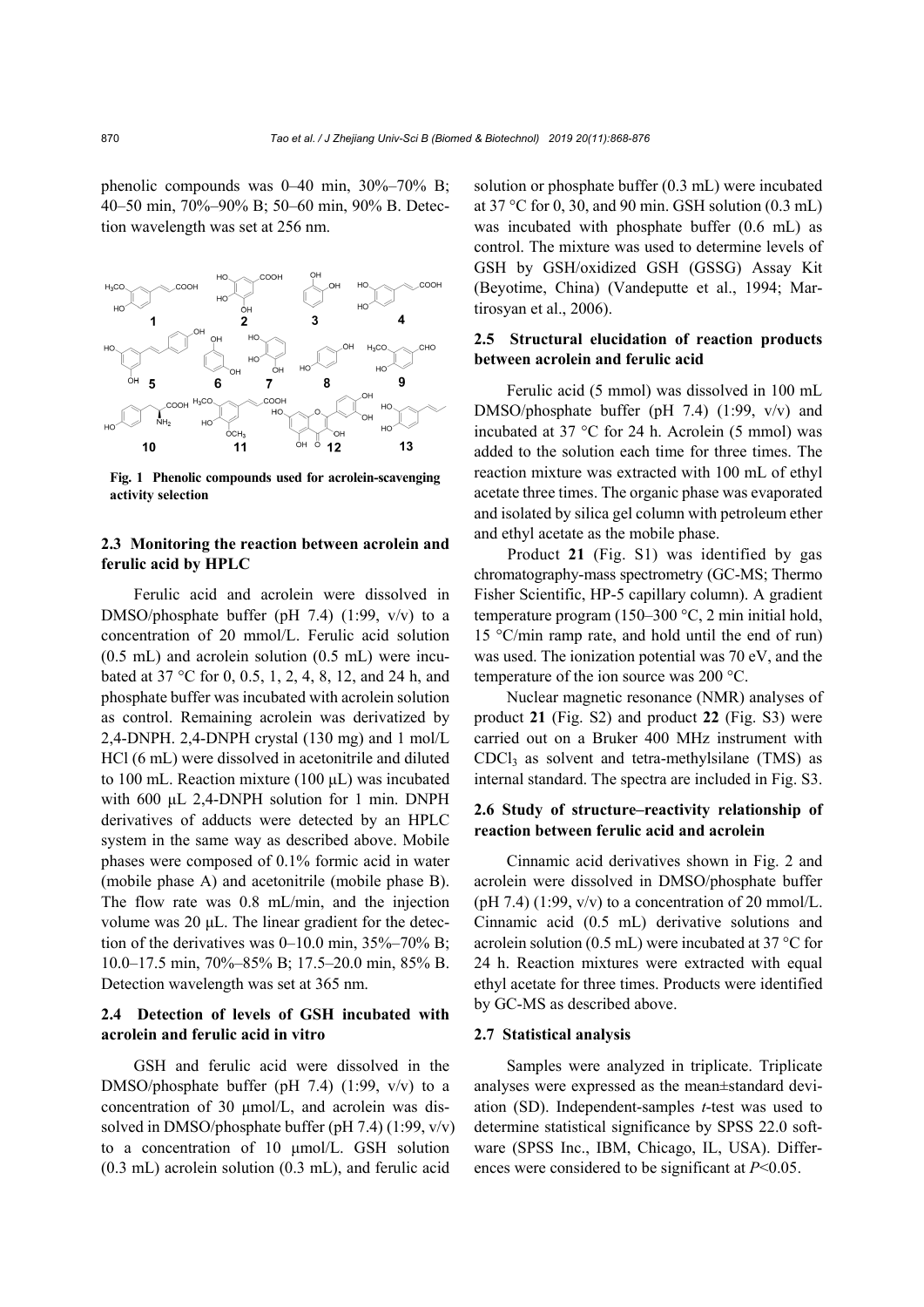phenolic compounds was 0–40 min, 30%–70% B; 40–50 min, 70%–90% B; 50–60 min, 90% B. Detection wavelength was set at 256 nm.

**Fig. 1 Phenolic compounds used for acrolein-scavenging activity selection**

### 2.3 Monitoring the reaction between acrolein and ferulic acid by HPLC

Ferulic acid and acrolein were dissolved in DMSO/phosphate buffer (pH 7.4) (1:99, v/v) to a concentration of 20 mmol/L. Ferulic acid solution (0.5 mL) and acrolein solution (0.5 mL) were incubated at 37 °C for 0, 0.5, 1, 2, 4, 8, 12, and 24 h, and phosphate buffer was incubated with acrolein solution as control. Remaining acrolein was derivatized by 2,4-DNPH. 2,4-DNPH crystal (130 mg) and 1 mol/L HCl (6 mL) were dissolved in acetonitrile and diluted to 100 mL. Reaction mixture (100 μL) was incubated with 600 μL 2,4-DNPH solution for 1 min. DNPH derivatives of adducts were detected by an HPLC system in the same way as described above. Mobile phases were composed of 0.1% formic acid in water (mobile phase A) and acetonitrile (mobile phase B). The flow rate was 0.8 mL/min, and the injection volume was 20 μL. The linear gradient for the detection of the derivatives was 0–10.0 min, 35%–70% B; 10.0–17.5 min, 70%–85% B; 17.5–20.0 min, 85% B. Detection wavelength was set at 365 nm.

### 2.4 Detection of levels of GSH incubated with acrolein and ferulic acid in vitro

GSH and ferulic acid were dissolved in the DMSO/phosphate buffer (pH 7.4) (1:99, v/v) to a concentration of 30 μmol/L, and acrolein was dissolved in DMSO/phosphate buffer (pH 7.4) (1:99, v/v) to a concentration of 10 μmol/L. GSH solution (0.3 mL) acrolein solution (0.3 mL), and ferulic acid solution or phosphate buffer (0.3 mL) were incubated at 37 °C for 0, 30, and 90 min. GSH solution (0.3 mL) was incubated with phosphate buffer (0.6 mL) as control. The mixture was used to determine levels of GSH by GSH/oxidized GSH (GSSG) Assay Kit (Beyotime, China) (Vandeputte et al., 1994; Martirosyan et al., 2006).

### 2.5 Structural elucidation of reaction products between acrolein and ferulic acid

Ferulic acid (5 mmol) was dissolved in 100 mL DMSO/phosphate buffer (pH 7.4) (1:99, v/v) and incubated at 37 °C for 24 h. Acrolein (5 mmol) was added to the solution each time for three times. The reaction mixture was extracted with 100 mL of ethyl acetate three times. The organic phase was evaporated and isolated by silica gel column with petroleum ether and ethyl acetate as the mobile phase.

Product **21** (Fig. S1) was identified by gas chromatography-mass spectrometry (GC-MS; Thermo Fisher Scientific, HP-5 capillary column). A gradient temperature program (150–300 °C, 2 min initial hold, 15 °C/min ramp rate, and hold until the end of run) was used. The ionization potential was 70 eV, and the temperature of the ion source was 200 °C.

Nuclear magnetic resonance (NMR) analyses of product **21** (Fig. S2) and product **22** (Fig. S3) were carried out on a Bruker 400 MHz instrument with $CDCl_3$ as solvent and tetra-methylsilane (TMS) as internal standard. The spectra are included in Fig. S3.

### 2.6 Study of structure–reactivity relationship of reaction between ferulic acid and acrolein

Cinnamic acid derivatives shown in Fig. 2 and acrolein were dissolved in DMSO/phosphate buffer (pH 7.4) (1:99, v/v) to a concentration of 20 mmol/L. Cinnamic acid (0.5 mL) derivative solutions and acrolein solution (0.5 mL) were incubated at 37 °C for 24 h. Reaction mixtures were extracted with equal ethyl acetate for three times. Products were identified by GC-MS as described above.

### 2.7 Statistical analysis

Samples were analyzed in triplicate. Triplicate analyses were expressed as the mean±standard deviation (SD). Independent-samples *t*-test was used to determine statistical significance by SPSS 22.0 software (SPSS Inc., IBM, Chicago, IL, USA). Differences were considered to be significant at $P<0.05$.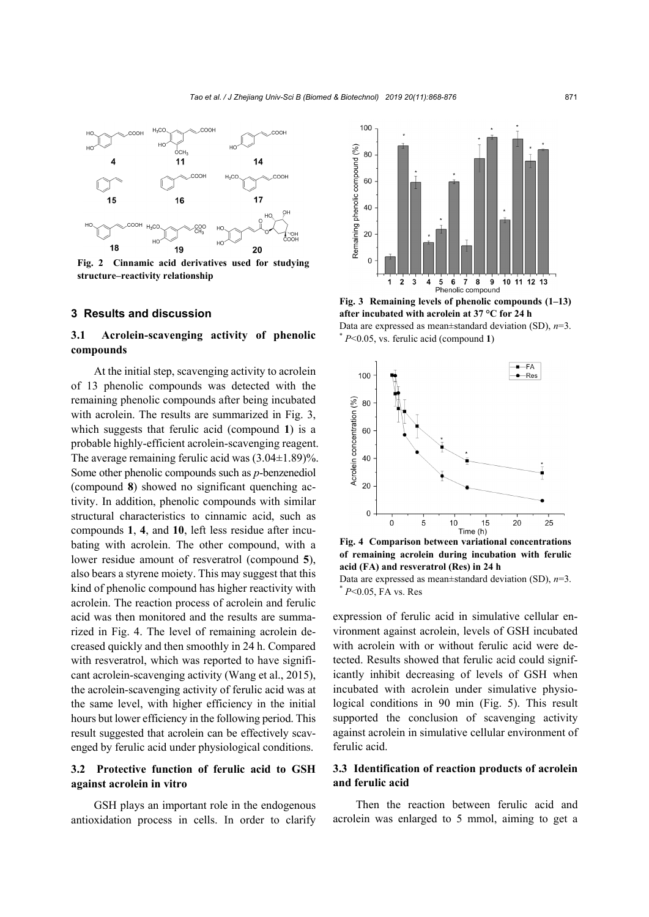Fig. 2 Cinnamic acid derivatives used for studying structure–reactivity relationship

Fig. 3 Remaining levels of phenolic compounds (1–13) after incubated with acrolein at 37 °C for 24 h

Data are expressed as mean±standard deviation (SD), $n$=3. * $P$<0.05, vs. ferulic acid (compound **1**)

Fig. 4 Comparison between variational concentrations of remaining acrolein during incubation with ferulic acid (FA) and resveratrol (Res) in 24 h

Data are expressed as mean±standard deviation (SD), $n$=3. * $P$<0.05, FA vs. Res

## 3 Results and discussion

### 3.1 Acrolein-scavenging activity of phenolic compounds

At the initial step, scavenging activity to acrolein of 13 phenolic compounds was detected with the remaining phenolic compounds after being incubated with acrolein. The results are summarized in Fig. 3, which suggests that ferulic acid (compound **1**) is a probable highly-efficient acrolein-scavenging reagent. The average remaining ferulic acid was (3.04±1.89)%. Some other phenolic compounds such as *p*-benzenediol (compound **8**) showed no significant quenching activity. In addition, phenolic compounds with similar structural characteristics to cinnamic acid, such as compounds **1**, **4**, and **10**, left less residue after incubating with acrolein. The other compound, with a lower residue amount of resveratrol (compound **5**), also bears a styrene moiety. This may suggest that this kind of phenolic compound has higher reactivity with acrolein. The reaction process of acrolein and ferulic acid was then monitored and the results are summarized in Fig. 4. The level of remaining acrolein decreased quickly and then smoothly in 24 h. Compared with resveratrol, which was reported to have significant acrolein-scavenging activity (Wang et al., 2015), the acrolein-scavenging activity of ferulic acid was at the same level, with higher efficiency in the initial hours but lower efficiency in the following period. This result suggested that acrolein can be effectively scavenged by ferulic acid under physiological conditions.

### 3.2 Protective function of ferulic acid to GSH against acrolein in vitro

GSH plays an important role in the endogenous antioxidation process in cells. In order to clarify expression of ferulic acid in simulative cellular environment against acrolein, levels of GSH incubated with acrolein with or without ferulic acid were detected. Results showed that ferulic acid could significantly inhibit decreasing of levels of GSH when incubated with acrolein under simulative physiological conditions in 90 min (Fig. 5). This result supported the conclusion of scavenging activity against acrolein in simulative cellular environment of ferulic acid.

### 3.3 Identification of reaction products of acrolein and ferulic acid

Then the reaction between ferulic acid and acrolein was enlarged to 5 mmol, aiming to get a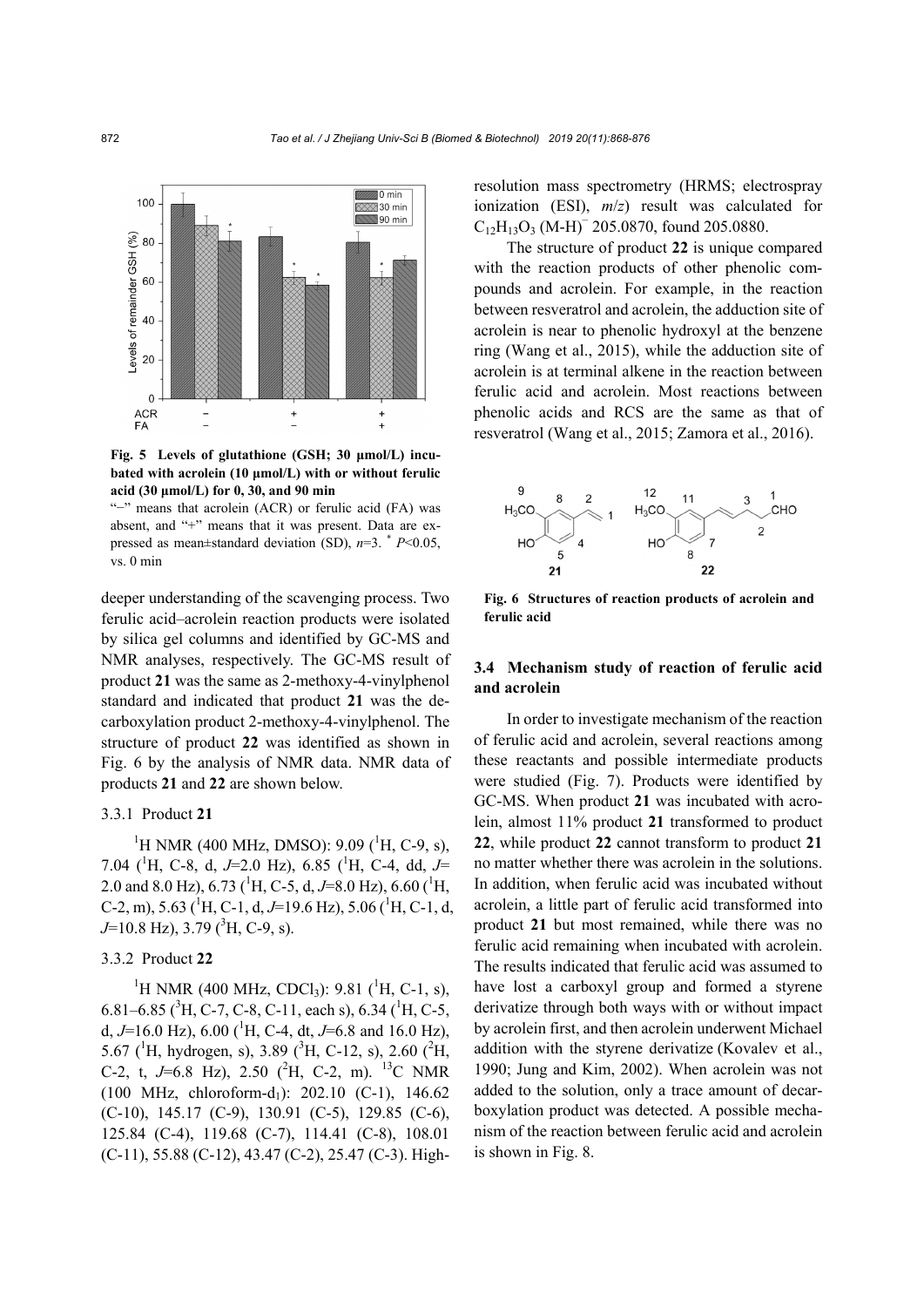**Fig. 5 Levels of glutathione (GSH; 30 μmol/L) incubated with acrolein (10 μmol/L) with or without ferulic acid (30 μmol/L) for 0, 30, and 90 min**

"−" means that acrolein (ACR) or ferulic acid (FA) was absent, and "+" means that it was present. Data are expressed as mean±standard deviation (SD), $n$=3. * $P$<0.05, vs. 0 min

deeper understanding of the scavenging process. Two ferulic acid–acrolein reaction products were isolated by silica gel columns and identified by GC-MS and NMR analyses, respectively. The GC-MS result of product **21** was the same as 2-methoxy-4-vinylphenol standard and indicated that product **21** was the decarboxylation product 2-methoxy-4-vinylphenol. The structure of product **22** was identified as shown in Fig. 6 by the analysis of NMR data. NMR data of products **21** and **22** are shown below.

#### 3.3.1 Product 21

$^1$H NMR (400 MHz, DMSO): 9.09 ($^1$H, C-9, s), 7.04 ($^1$H, C-8, d, $J$=2.0 Hz), 6.85 ($^1$H, C-4, dd, $J$= 2.0 and 8.0 Hz), 6.73 ($^1$H, C-5, d, $J$=8.0 Hz), 6.60 ($^1$H, C-2, m), 5.63 ($^1$H, C-1, d, $J$=19.6 Hz), 5.06 ($^1$H, C-1, d, $J$=10.8 Hz), 3.79 ($^3$H, C-9, s).

#### 3.3.2 Product 22

$^1$H NMR (400 MHz, $CDCl_3$): 9.81 ($^1$H, C-1, s), 6.81–6.85 ($^3$H, C-7, C-8, C-11, each s), 6.34 ($^1$H, C-5, d, $J$=16.0 Hz), 6.00 ($^1$H, C-4, dt, $J$=6.8 and 16.0 Hz), 5.67 ($^1$H, hydrogen, s), 3.89 ($^3$H, C-12, s), 2.60 ($^2$H, C-2, t, $J$=6.8 Hz), 2.50 ($^2$H, C-2, m). $^{13}$C NMR (100 MHz, chloroform-d$_1$): 202.10 (C-1), 146.62 (C-10), 145.17 (C-9), 130.91 (C-5), 129.85 (C-6), 125.84 (C-4), 119.68 (C-7), 114.41 (C-8), 108.01 (C-11), 55.88 (C-12), 43.47 (C-2), 25.47 (C-3). High-resolution mass spectrometry (HRMS; electrospray ionization (ESI), $m/z$) result was calculated for $C_{12}H_{13}O_3$ $(M\text{-}H)^-$ 205.0870, found 205.0880.

The structure of product **22** is unique compared with the reaction products of other phenolic compounds and acrolein. For example, in the reaction between resveratrol and acrolein, the adduction site of acrolein is near to phenolic hydroxyl at the benzene ring (Wang et al., 2015), while the adduction site of acrolein is at terminal alkene in the reaction between ferulic acid and acrolein. Most reactions between phenolic acids and RCS are the same as that of resveratrol (Wang et al., 2015; Zamora et al., 2016).

**Fig. 6 Structures of reaction products of acrolein and ferulic acid**

### 3.4 Mechanism study of reaction of ferulic acid and acrolein

In order to investigate mechanism of the reaction of ferulic acid and acrolein, several reactions among these reactants and possible intermediate products were studied (Fig. 7). Products were identified by GC-MS. When product **21** was incubated with acrolein, almost 11% product **21** transformed to product **22**, while product **22** cannot transform to product **21** no matter whether there was acrolein in the solutions. In addition, when ferulic acid was incubated without acrolein, a little part of ferulic acid transformed into product **21** but most remained, while there was no ferulic acid remaining when incubated with acrolein. The results indicated that ferulic acid was assumed to have lost a carboxyl group and formed a styrene derivatize through both ways with or without impact by acrolein first, and then acrolein underwent Michael addition with the styrene derivatize (Kovalev et al., 1990; Jung and Kim, 2002). When acrolein was not added to the solution, only a trace amount of decarboxylation product was detected. A possible mechanism of the reaction between ferulic acid and acrolein is shown in Fig. 8.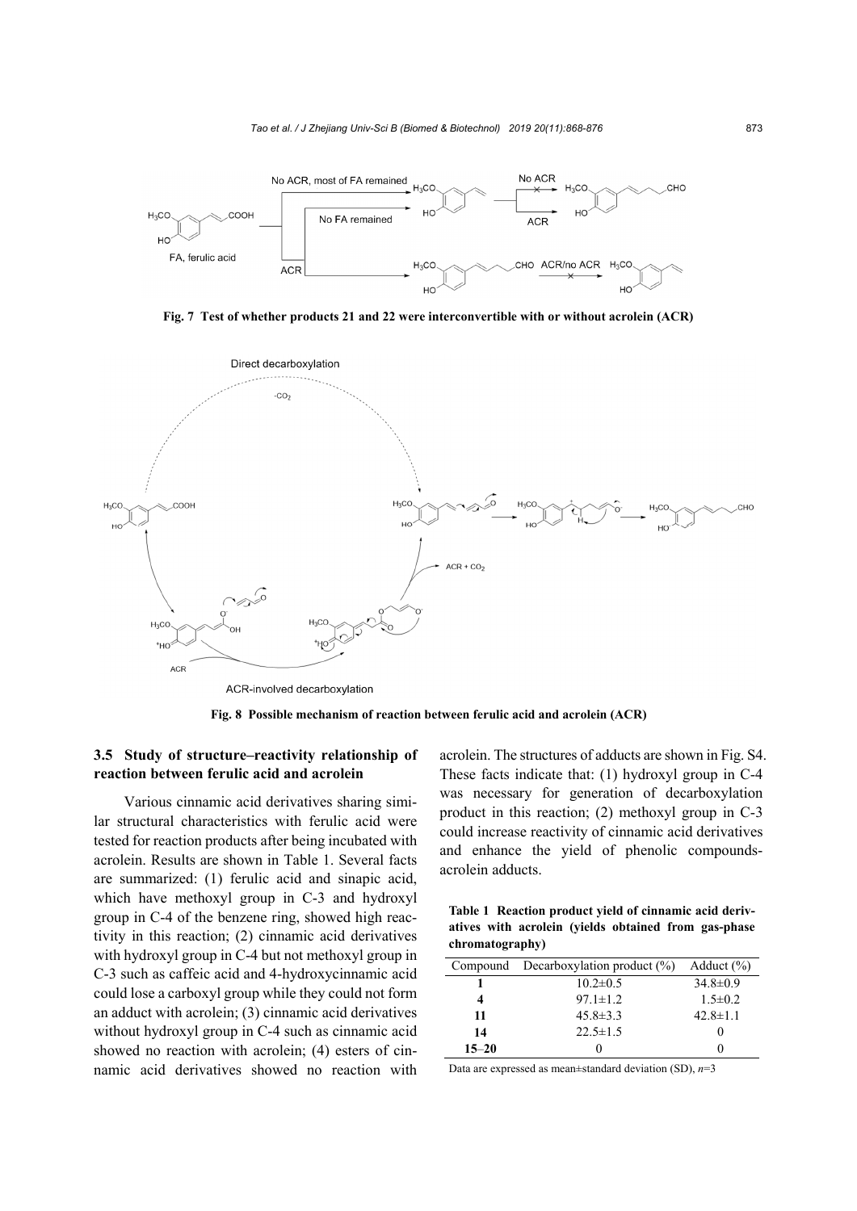Fig. 7 Test of whether products 21 and 22 were interconvertible with or without acrolein (ACR)

Fig. 8 Possible mechanism of reaction between ferulic acid and acrolein (ACR)

### 3.5 Study of structure–reactivity relationship of reaction between ferulic acid and acrolein

Various cinnamic acid derivatives sharing similar structural characteristics with ferulic acid were tested for reaction products after being incubated with acrolein. Results are shown in Table 1. Several facts are summarized: (1) ferulic acid and sinapic acid, which have methoxyl group in C-3 and hydroxyl group in C-4 of the benzene ring, showed high reactivity in this reaction; (2) cinnamic acid derivatives with hydroxyl group in C-4 but not methoxyl group in C-3 such as caffeic acid and 4-hydroxycinnamic acid could lose a carboxyl group while they could not form an adduct with acrolein; (3) cinnamic acid derivatives without hydroxyl group in C-4 such as cinnamic acid showed no reaction with acrolein; (4) esters of cinnamic acid derivatives showed no reaction with acrolein. The structures of adducts are shown in Fig. S4. These facts indicate that: (1) hydroxyl group in C-4 was necessary for generation of decarboxylation product in this reaction; (2) methoxyl group in C-3 could increase reactivity of cinnamic acid derivatives and enhance the yield of phenolic compounds-acrolein adducts.

**Table 1 Reaction product yield of cinnamic acid derivatives with acrolein (yields obtained from gas-phase chromatography)**

| Compound | Decarboxylation product (%) | Adduct (%) |
|---|---|---|
| **1** | 10.2±0.5 | 34.8±0.9 |
| **4** | 97.1±1.2 | 1.5±0.2 |
| **11** | 45.8±3.3 | 42.8±1.1 |
| **14** | 22.5±1.5 | 0 |
| **15–20** | 0 | 0 |

Data are expressed as mean±standard deviation (SD), $n$=3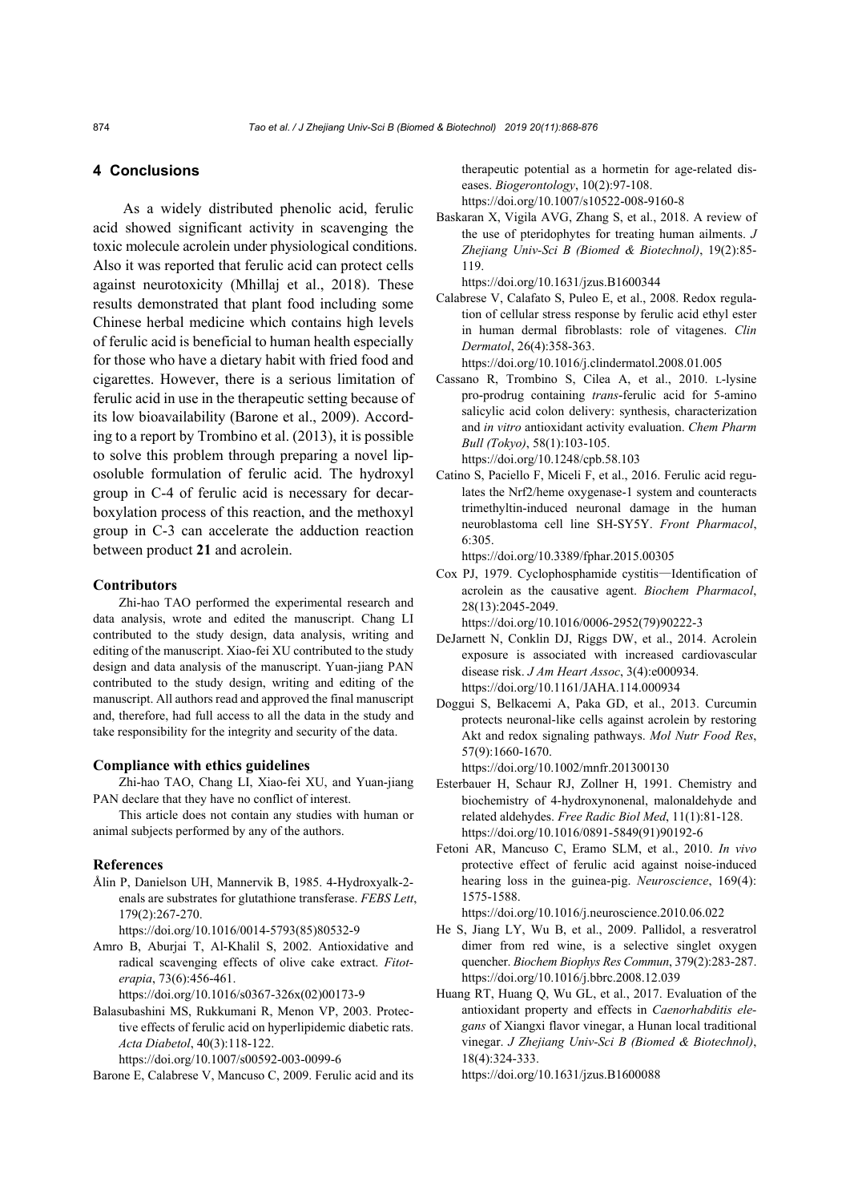## 4 Conclusions

As a widely distributed phenolic acid, ferulic acid showed significant activity in scavenging the toxic molecule acrolein under physiological conditions. Also it was reported that ferulic acid can protect cells against neurotoxicity (Mhillaj et al., 2018). These results demonstrated that plant food including some Chinese herbal medicine which contains high levels of ferulic acid is beneficial to human health especially for those who have a dietary habit with fried food and cigarettes. However, there is a serious limitation of ferulic acid in use in the therapeutic setting because of its low bioavailability (Barone et al., 2009). According to a report by Trombino et al. (2013), it is possible to solve this problem through preparing a novel liposoluble formulation of ferulic acid. The hydroxyl group in C-4 of ferulic acid is necessary for decarboxylation process of this reaction, and the methoxyl group in C-3 can accelerate the adduction reaction between product **21** and acrolein.

### Contributors

Zhi-hao TAO performed the experimental research and data analysis, wrote and edited the manuscript. Chang LI contributed to the study design, data analysis, writing and editing of the manuscript. Xiao-fei XU contributed to the study design and data analysis of the manuscript. Yuan-jiang PAN contributed to the study design, writing and editing of the manuscript. All authors read and approved the final manuscript and, therefore, had full access to all the data in the study and take responsibility for the integrity and security of the data.

### Compliance with ethics guidelines

Zhi-hao TAO, Chang LI, Xiao-fei XU, and Yuan-jiang PAN declare that they have no conflict of interest.

This article does not contain any studies with human or animal subjects performed by any of the authors.

### References

Ålin P, Danielson UH, Mannervik B, 1985. 4-Hydroxyalk-2-enals are substrates for glutathione transferase. *FEBS Lett*, 179(2):267-270.
https://doi.org/10.1016/0014-5793(85)80532-9

Amro B, Aburjai T, Al-Khalil S, 2002. Antioxidative and radical scavenging effects of olive cake extract. *Fitoterapia*, 73(6):456-461.
https://doi.org/10.1016/s0367-326x(02)00173-9

Balasubashini MS, Rukkumani R, Menon VP, 2003. Protective effects of ferulic acid on hyperlipidemic diabetic rats. *Acta Diabetol*, 40(3):118-122.
https://doi.org/10.1007/s00592-003-0099-6

Barone E, Calabrese V, Mancuso C, 2009. Ferulic acid and its therapeutic potential as a hormetin for age-related diseases. *Biogerontology*, 10(2):97-108.
https://doi.org/10.1007/s10522-008-9160-8

Baskaran X, Vigila AVG, Zhang S, et al., 2018. A review of the use of pteridophytes for treating human ailments. *J Zhejiang Univ-Sci B (Biomed & Biotechnol)*, 19(2):85-119.
https://doi.org/10.1631/jzus.B1600344

Calabrese V, Calafato S, Puleo E, et al., 2008. Redox regulation of cellular stress response by ferulic acid ethyl ester in human dermal fibroblasts: role of vitagenes. *Clin Dermatol*, 26(4):358-363.
https://doi.org/10.1016/j.clindermatol.2008.01.005

Cassano R, Trombino S, Cilea A, et al., 2010. L-lysine pro-prodrug containing *trans*-ferulic acid for 5-amino salicylic acid colon delivery: synthesis, characterization and *in vitro* antioxidant activity evaluation. *Chem Pharm Bull (Tokyo)*, 58(1):103-105.
https://doi.org/10.1248/cpb.58.103

Catino S, Paciello F, Miceli F, et al., 2016. Ferulic acid regulates the Nrf2/heme oxygenase-1 system and counteracts trimethyltin-induced neuronal damage in the human neuroblastoma cell line SH-SY5Y. *Front Pharmacol*, 6:305.
https://doi.org/10.3389/fphar.2015.00305

Cox PJ, 1979. Cyclophosphamide cystitis—Identification of acrolein as the causative agent. *Biochem Pharmacol*, 28(13):2045-2049.
https://doi.org/10.1016/0006-2952(79)90222-3

DeJarnett N, Conklin DJ, Riggs DW, et al., 2014. Acrolein exposure is associated with increased cardiovascular disease risk. *J Am Heart Assoc*, 3(4):e000934.
https://doi.org/10.1161/JAHA.114.000934

Doggui S, Belkacemi A, Paka GD, et al., 2013. Curcumin protects neuronal-like cells against acrolein by restoring Akt and redox signaling pathways. *Mol Nutr Food Res*, 57(9):1660-1670.
https://doi.org/10.1002/mnfr.201300130

Esterbauer H, Schaur RJ, Zollner H, 1991. Chemistry and biochemistry of 4-hydroxynonenal, malonaldehyde and related aldehydes. *Free Radic Biol Med*, 11(1):81-128.
https://doi.org/10.1016/0891-5849(91)90192-6

Fetoni AR, Mancuso C, Eramo SLM, et al., 2010. *In vivo* protective effect of ferulic acid against noise-induced hearing loss in the guinea-pig. *Neuroscience*, 169(4):1575-1588.
https://doi.org/10.1016/j.neuroscience.2010.06.022

He S, Jiang LY, Wu B, et al., 2009. Pallidol, a resveratrol dimer from red wine, is a selective singlet oxygen quencher. *Biochem Biophys Res Commun*, 379(2):283-287.
https://doi.org/10.1016/j.bbrc.2008.12.039

Huang RT, Huang Q, Wu GL, et al., 2017. Evaluation of the antioxidant property and effects in *Caenorhabditis elegans* of Xiangxi flavor vinegar, a Hunan local traditional vinegar. *J Zhejiang Univ-Sci B (Biomed & Biotechnol)*, 18(4):324-333.
https://doi.org/10.1631/jzus.B1600088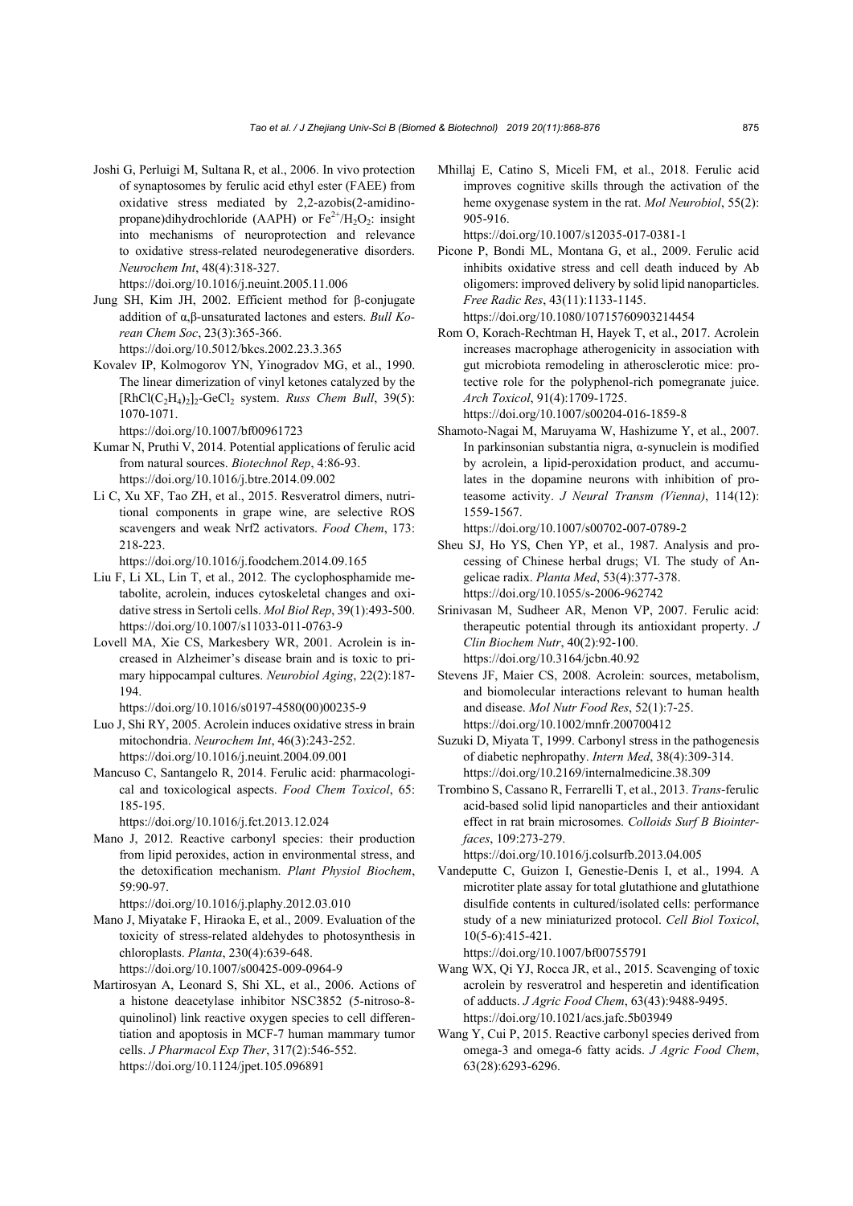Joshi G, Perluigi M, Sultana R, et al., 2006. In vivo protection of synaptosomes by ferulic acid ethyl ester (FAEE) from oxidative stress mediated by 2,2-azobis(2-amidinopropane)dihydrochloride (AAPH) or $Fe^{2+}/H_2O_2$: insight into mechanisms of neuroprotection and relevance to oxidative stress-related neurodegenerative disorders. *Neurochem Int*, 48(4):318-327. https://doi.org/10.1016/j.neuint.2005.11.006

Jung SH, Kim JH, 2002. Efficient method for β-conjugate addition of α,β-unsaturated lactones and esters. *Bull Korean Chem Soc*, 23(3):365-366. https://doi.org/10.5012/bkcs.2002.23.3.365

Kovalev IP, Kolmogorov YN, Yinogradov MG, et al., 1990. The linear dimerization of vinyl ketones catalyzed by the $[RhCl(C_2H_4)_2]_2$-$GeCl_2$ system. *Russ Chem Bull*, 39(5): 1070-1071. https://doi.org/10.1007/bf00961723

Kumar N, Pruthi V, 2014. Potential applications of ferulic acid from natural sources. *Biotechnol Rep*, 4:86-93. https://doi.org/10.1016/j.btre.2014.09.002

Li C, Xu XF, Tao ZH, et al., 2015. Resveratrol dimers, nutritional components in grape wine, are selective ROS scavengers and weak Nrf2 activators. *Food Chem*, 173: 218-223. https://doi.org/10.1016/j.foodchem.2014.09.165

Liu F, Li XL, Lin T, et al., 2012. The cyclophosphamide metabolite, acrolein, induces cytoskeletal changes and oxidative stress in Sertoli cells. *Mol Biol Rep*, 39(1):493-500. https://doi.org/10.1007/s11033-011-0763-9

Lovell MA, Xie CS, Markesbery WR, 2001. Acrolein is increased in Alzheimer's disease brain and is toxic to primary hippocampal cultures. *Neurobiol Aging*, 22(2):187-194. https://doi.org/10.1016/s0197-4580(00)00235-9

Luo J, Shi RY, 2005. Acrolein induces oxidative stress in brain mitochondria. *Neurochem Int*, 46(3):243-252. https://doi.org/10.1016/j.neuint.2004.09.001

Mancuso C, Santangelo R, 2014. Ferulic acid: pharmacological and toxicological aspects. *Food Chem Toxicol*, 65: 185-195. https://doi.org/10.1016/j.fct.2013.12.024

Mano J, 2012. Reactive carbonyl species: their production from lipid peroxides, action in environmental stress, and the detoxification mechanism. *Plant Physiol Biochem*, 59:90-97. https://doi.org/10.1016/j.plaphy.2012.03.010

Mano J, Miyatake F, Hiraoka E, et al., 2009. Evaluation of the toxicity of stress-related aldehydes to photosynthesis in chloroplasts. *Planta*, 230(4):639-648. https://doi.org/10.1007/s00425-009-0964-9

Martirosyan A, Leonard S, Shi XL, et al., 2006. Actions of a histone deacetylase inhibitor NSC3852 (5-nitroso-8-quinolinol) link reactive oxygen species to cell differentiation and apoptosis in MCF-7 human mammary tumor cells. *J Pharmacol Exp Ther*, 317(2):546-552. https://doi.org/10.1124/jpet.105.096891

Mhillaj E, Catino S, Miceli FM, et al., 2018. Ferulic acid improves cognitive skills through the activation of the heme oxygenase system in the rat. *Mol Neurobiol*, 55(2): 905-916. https://doi.org/10.1007/s12035-017-0381-1

Picone P, Bondi ML, Montana G, et al., 2009. Ferulic acid inhibits oxidative stress and cell death induced by Ab oligomers: improved delivery by solid lipid nanoparticles. *Free Radic Res*, 43(11):1133-1145. https://doi.org/10.1080/10715760903214454

Rom O, Korach-Rechtman H, Hayek T, et al., 2017. Acrolein increases macrophage atherogenicity in association with gut microbiota remodeling in atherosclerotic mice: protective role for the polyphenol-rich pomegranate juice. *Arch Toxicol*, 91(4):1709-1725. https://doi.org/10.1007/s00204-016-1859-8

Shamoto-Nagai M, Maruyama W, Hashizume Y, et al., 2007. In parkinsonian substantia nigra, α-synuclein is modified by acrolein, a lipid-peroxidation product, and accumulates in the dopamine neurons with inhibition of proteasome activity. *J Neural Transm (Vienna)*, 114(12): 1559-1567. https://doi.org/10.1007/s00702-007-0789-2

Sheu SJ, Ho YS, Chen YP, et al., 1987. Analysis and processing of Chinese herbal drugs; VI. The study of Angelicae radix. *Planta Med*, 53(4):377-378. https://doi.org/10.1055/s-2006-962742

Srinivasan M, Sudheer AR, Menon VP, 2007. Ferulic acid: therapeutic potential through its antioxidant property. *J Clin Biochem Nutr*, 40(2):92-100. https://doi.org/10.3164/jcbn.40.92

Stevens JF, Maier CS, 2008. Acrolein: sources, metabolism, and biomolecular interactions relevant to human health and disease. *Mol Nutr Food Res*, 52(1):7-25. https://doi.org/10.1002/mnfr.200700412

Suzuki D, Miyata T, 1999. Carbonyl stress in the pathogenesis of diabetic nephropathy. *Intern Med*, 38(4):309-314. https://doi.org/10.2169/internalmedicine.38.309

Trombino S, Cassano R, Ferrarelli T, et al., 2013. *Trans*-ferulic acid-based solid lipid nanoparticles and their antioxidant effect in rat brain microsomes. *Colloids Surf B Biointerfaces*, 109:273-279. https://doi.org/10.1016/j.colsurfb.2013.04.005

Vandeputte C, Guizon I, Genestie-Denis I, et al., 1994. A microtiter plate assay for total glutathione and glutathione disulfide contents in cultured/isolated cells: performance study of a new miniaturized protocol. *Cell Biol Toxicol*, 10(5-6):415-421. https://doi.org/10.1007/bf00755791

Wang WX, Qi YJ, Rocca JR, et al., 2015. Scavenging of toxic acrolein by resveratrol and hesperetin and identification of adducts. *J Agric Food Chem*, 63(43):9488-9495. https://doi.org/10.1021/acs.jafc.5b03949

Wang Y, Cui P, 2015. Reactive carbonyl species derived from omega-3 and omega-6 fatty acids. *J Agric Food Chem*, 63(28):6293-6296.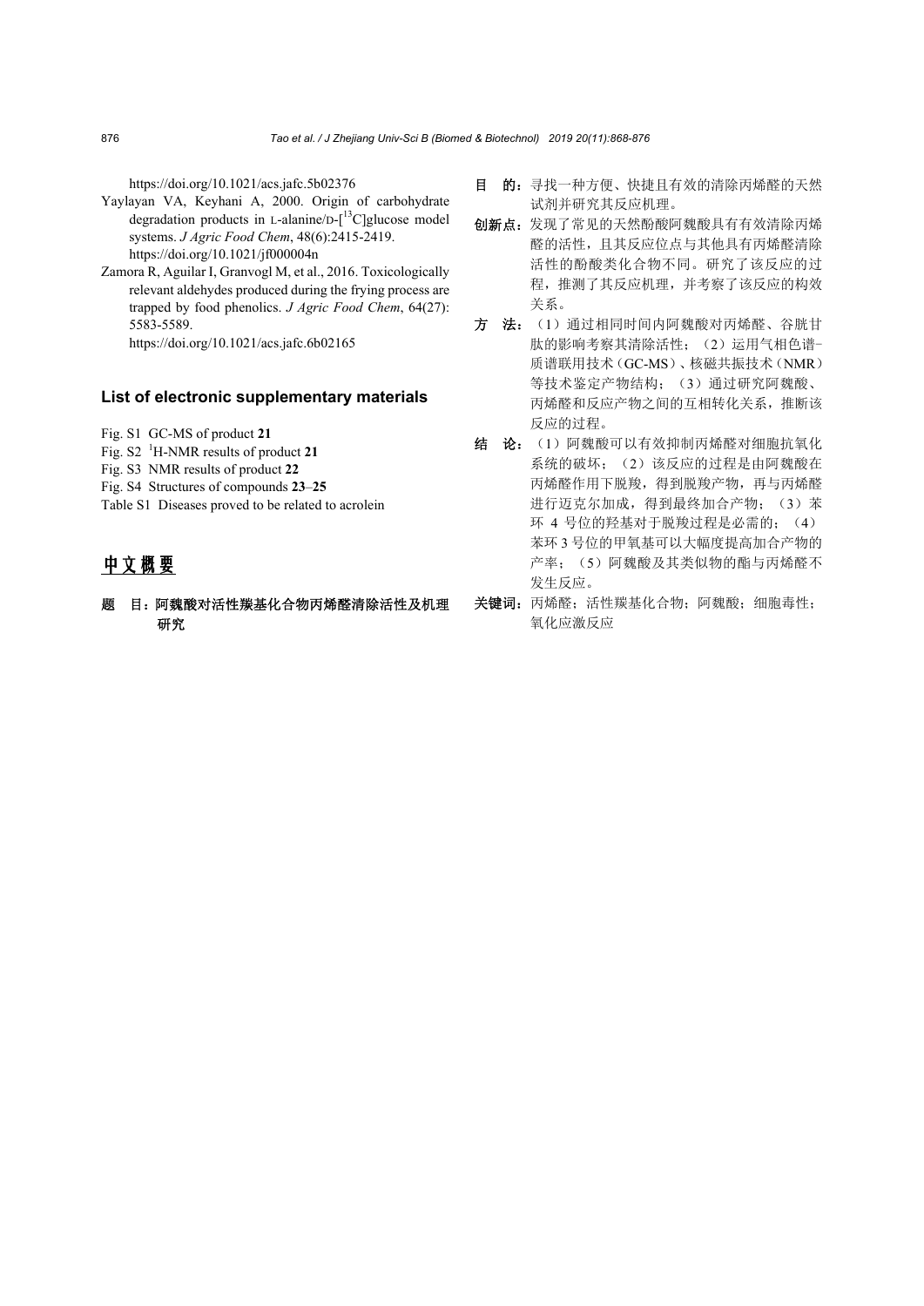https://doi.org/10.1021/acs.jafc.5b02376

Yaylayan VA, Keyhani A, 2000. Origin of carbohydrate degradation products in L-alanine/D-[$^{13}$C]glucose model systems. *J Agric Food Chem*, 48(6):2415-2419. https://doi.org/10.1021/jf000004n

Zamora R, Aguilar I, Granvogl M, et al., 2016. Toxicologically relevant aldehydes produced during the frying process are trapped by food phenolics. *J Agric Food Chem*, 64(27): 5583-5589. https://doi.org/10.1021/acs.jafc.6b02165

## List of electronic supplementary materials

Fig. S1 GC-MS of product **21**

Fig. S2 $^{1}$H-NMR results of product **21**

Fig. S3 NMR results of product **22**

Fig. S4 Structures of compounds **23**–**25**

Table S1 Diseases proved to be related to acrolein

## 中文概要

**题　目：阿魏酸对活性羰基化合物丙烯醛清除活性及机理研究**

**目　的：** 寻找一种方便、快捷且有效的清除丙烯醛的天然试剂并研究其反应机理。

**创新点：** 发现了常见的天然酚酸阿魏酸具有有效清除丙烯醛的活性，且其反应位点与其他具有丙烯醛清除活性的酚酸类化合物不同。研究了该反应的过程，推测了其反应机理，并考察了该反应的构效关系。

**方　法：**（1）通过相同时间内阿魏酸对丙烯醛、谷胱甘肽的影响考察其清除活性；（2）运用气相色谱-质谱联用技术（GC-MS）、核磁共振技术（NMR）等技术鉴定产物结构；（3）通过研究阿魏酸、丙烯醛和反应产物之间的互相转化关系，推断该反应的过程。

**结　论：**（1）阿魏酸可以有效抑制丙烯醛对细胞抗氧化系统的破坏；（2）该反应的过程是由阿魏酸在丙烯醛作用下脱羧，得到脱羧产物，再与丙烯醛进行迈克尔加成，得到最终加合产物；（3）苯环 4 号位的羟基对于脱羧过程是必需的；（4）苯环 3 号位的甲氧基可以大幅度提高加合产物的产率；（5）阿魏酸及其类似物的酯与丙烯醛不发生反应。

**关键词：** 丙烯醛；活性羰基化合物；阿魏酸；细胞毒性；氧化应激反应